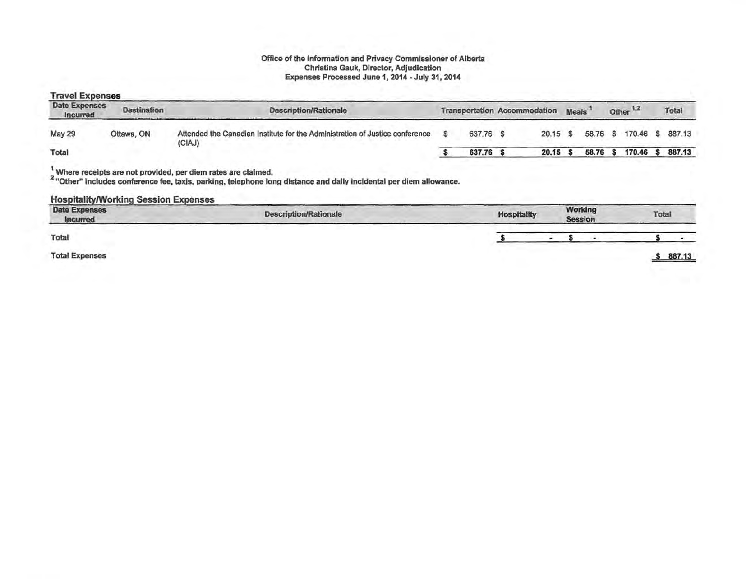**Office of the Information and Privacy Commissioner of Alberta**
**Christina Gauk, Director, Adjudication**
**Expenses Processed June 1, 2014 - July 31, 2014**

## Travel Expenses

| Date Expenses Incurred | Destination | Description/Rationale | Transportation | Accommodation | Meals [1] | Other [1,2] | Total |
|---|---|---|---|---|---|---|---|
| May 29 | Ottawa, ON | Attended the Canadian Institute for the Administration of Justice conference (CIAJ) | $ 637.76 | $ 20.15 | $ 58.76 | $ 170.46 | $ 887.13 |
| **Total** | | | **$ 637.76** | **$ 20.15** | **$ 58.76** | **$ 170.46** | **$ 887.13** |

[1] Where receipts are not provided, per diem rates are claimed.
[2] "Other" includes conference fee, taxis, parking, telephone long distance and daily incidental per diem allowance.

## Hospitality/Working Session Expenses

| Date Expenses Incurred | Description/Rationale | Hospitality | Working Session | Total |
|---|---|---|---|---|
| **Total** | | $ - | $ - | $ - |

**Total Expenses** $ 887.13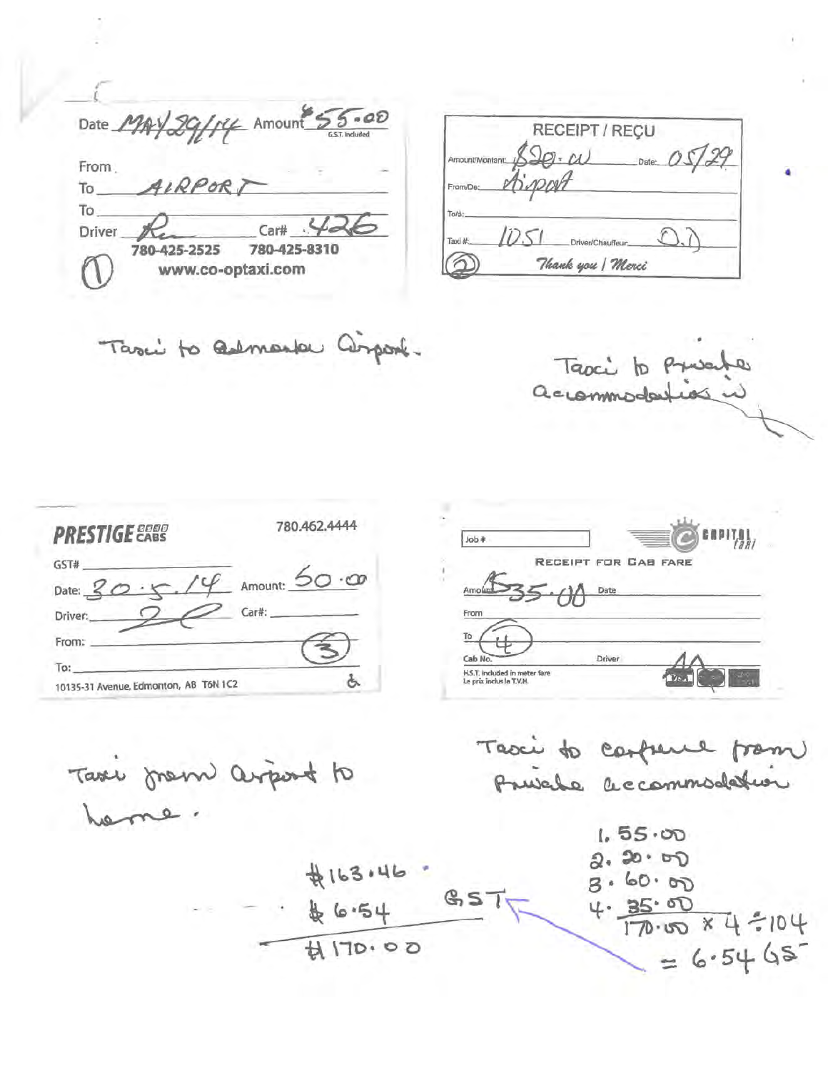Date MAY 29/14 Amount $55.00 (G.S.T. Included)

From

To AIRPORT

To

Driver

Car# 426

780-425-2525 780-425-8310

www.co-optaxi.com

(1)

Taxi to Edmonton Airport.

---

RECEIPT / REÇU

Amount/Montant: $20.00 Date: 05/29

From/De: Airport

To/à:

Taxi #: 1051 Driver/Chauffeur: D.D

(2) *Thank you | Merci*

Taxi to private accommodation

---

**PRESTIGE CABS** 780.462.4444

GST#

Date: 30.5.14 Amount: 50.00

Driver: Car#:

From: (3)

To:

10135-31 Avenue, Edmonton, AB T6N 1C2

Taxi from airport to home.

---

Job #

CAPITAL TAXI

RECEIPT FOR CAB FARE

Amount $35.00 Date

From

To (4)

Cab No. Driver

H.S.T. included in meter fare
Le prix inclus la T.V.H.

Taxi to conference from private accommodation

---

1. 55.00
2. 20.00
3. 60.00
4. 35.00

170.00 × 4 ÷ 104 = 6.54 GST

$163.46
$6.54 GST
$170.00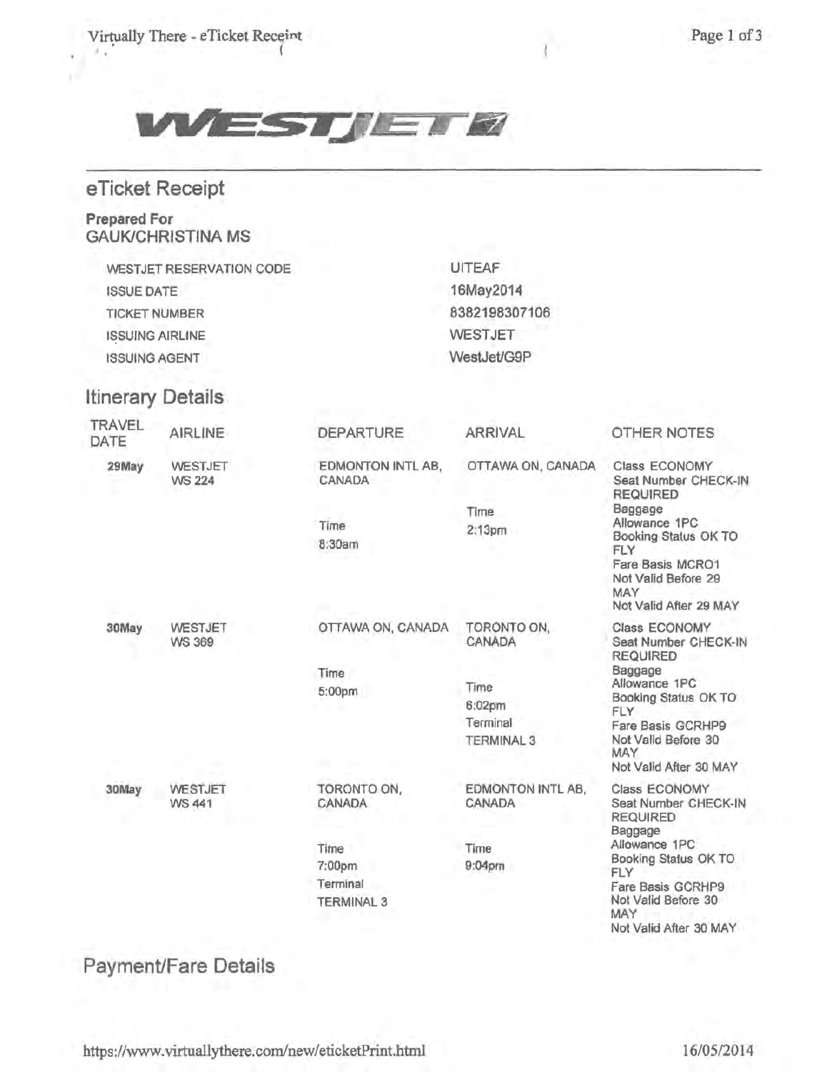# WESTJET

## eTicket Receipt

**Prepared For**
GAUK/CHRISTINA MS

| | |
|---|---|
| WESTJET RESERVATION CODE | UITEAF |
| ISSUE DATE | 16May2014 |
| TICKET NUMBER | 8382198307106 |
| ISSUING AIRLINE | WESTJET |
| ISSUING AGENT | WestJet/G9P |

## Itinerary Details

| TRAVEL DATE | AIRLINE | DEPARTURE | ARRIVAL | OTHER NOTES |
|---|---|---|---|---|
| 29May | WESTJET WS 224 | EDMONTON INTL AB, CANADA<br>Time<br>8:30am | OTTAWA ON, CANADA<br>Time<br>2:13pm | Class ECONOMY<br>Seat Number CHECK-IN REQUIRED<br>Baggege Allowance 1PC<br>Booking Status OK TO FLY<br>Fare Basis MCRO1<br>Not Valid Before 29 MAY<br>Not Valid After 29 MAY |
| 30May | WESTJET WS 369 | OTTAWA ON, CANADA<br>Time<br>5:00pm | TORONTO ON, CANADA<br>Time<br>6:02pm<br>Terminal<br>TERMINAL 3 | Class ECONOMY<br>Seat Number CHECK-IN REQUIRED<br>Baggage Allowance 1PC<br>Booking Status OK TO FLY<br>Fare Basis GCRHP9<br>Not Valid Before 30 MAY<br>Not Valid After 30 MAY |
| 30May | WESTJET WS 441 | TORONTO ON, CANADA<br>Time<br>7:00pm<br>Terminal<br>TERMINAL 3 | EDMONTON INTL AB, CANADA<br>Time<br>9:04pm | Class ECONOMY<br>Seat Number CHECK-IN REQUIRED<br>Baggage Allowance 1PC<br>Booking Status OK TO FLY<br>Fare Basis GCRHP9<br>Not Valid Before 30 MAY<br>Not Valid After 30 MAY |

## Payment/Fare Details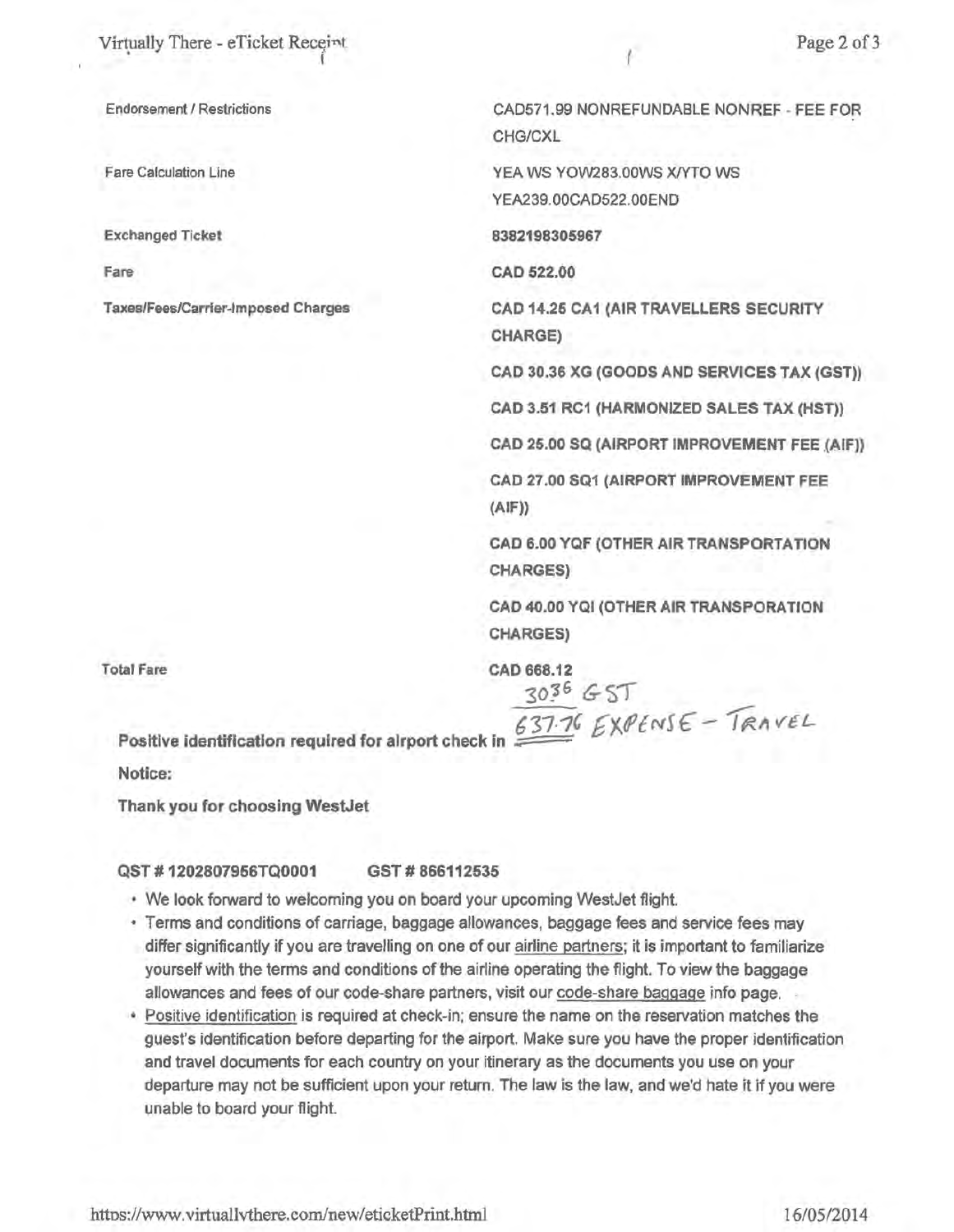| | |
|---|---|
| Endorsement / Restrictions | CAD571.99 NONREFUNDABLE NONREF - FEE FOR CHG/CXL |
| Fare Calculation Line | YEA WS YOW283.00WS X/YTO WS YEA239.00CAD522.00END |
| **Exchanged Ticket** | **8382198305967** |
| **Fare** | **CAD 522.00** |
| **Taxes/Fees/Carrier-Imposed Charges** | **CAD 14.25 CA1 (AIR TRAVELLERS SECURITY CHARGE)** |
| | **CAD 30.36 XG (GOODS AND SERVICES TAX (GST))** |
| | **CAD 3.51 RC1 (HARMONIZED SALES TAX (HST))** |
| | **CAD 25.00 SQ (AIRPORT IMPROVEMENT FEE (AIF))** |
| | **CAD 27.00 SQ1 (AIRPORT IMPROVEMENT FEE (AIF))** |
| | **CAD 6.00 YQF (OTHER AIR TRANSPORTATION CHARGES)** |
| | **CAD 40.00 YQI (OTHER AIR TRANSPORATION CHARGES)** |
| Total Fare | **CAD 668.12** |

30.36 GST
637.76 EXPENSE - TRAVEL

**Positive identification required for airport check in**

**Notice:**

**Thank you for choosing WestJet**

**QST # 1202807956TQ0001 GST # 866112535**

- We look forward to welcoming you on board your upcoming WestJet flight.
- Terms and conditions of carriage, baggage allowances, baggage fees and service fees may differ significantly if you are travelling on one of our airline partners; it is important to familiarize yourself with the terms and conditions of the airline operating the flight. To view the baggage allowances and fees of our code-share partners, visit our code-share baggage info page.
- Positive identification is required at check-in; ensure the name on the reservation matches the guest's identification before departing for the airport. Make sure you have the proper identification and travel documents for each country on your itinerary as the documents you use on your departure may not be sufficient upon your return. The law is the law, and we'd hate it if you were unable to board your flight.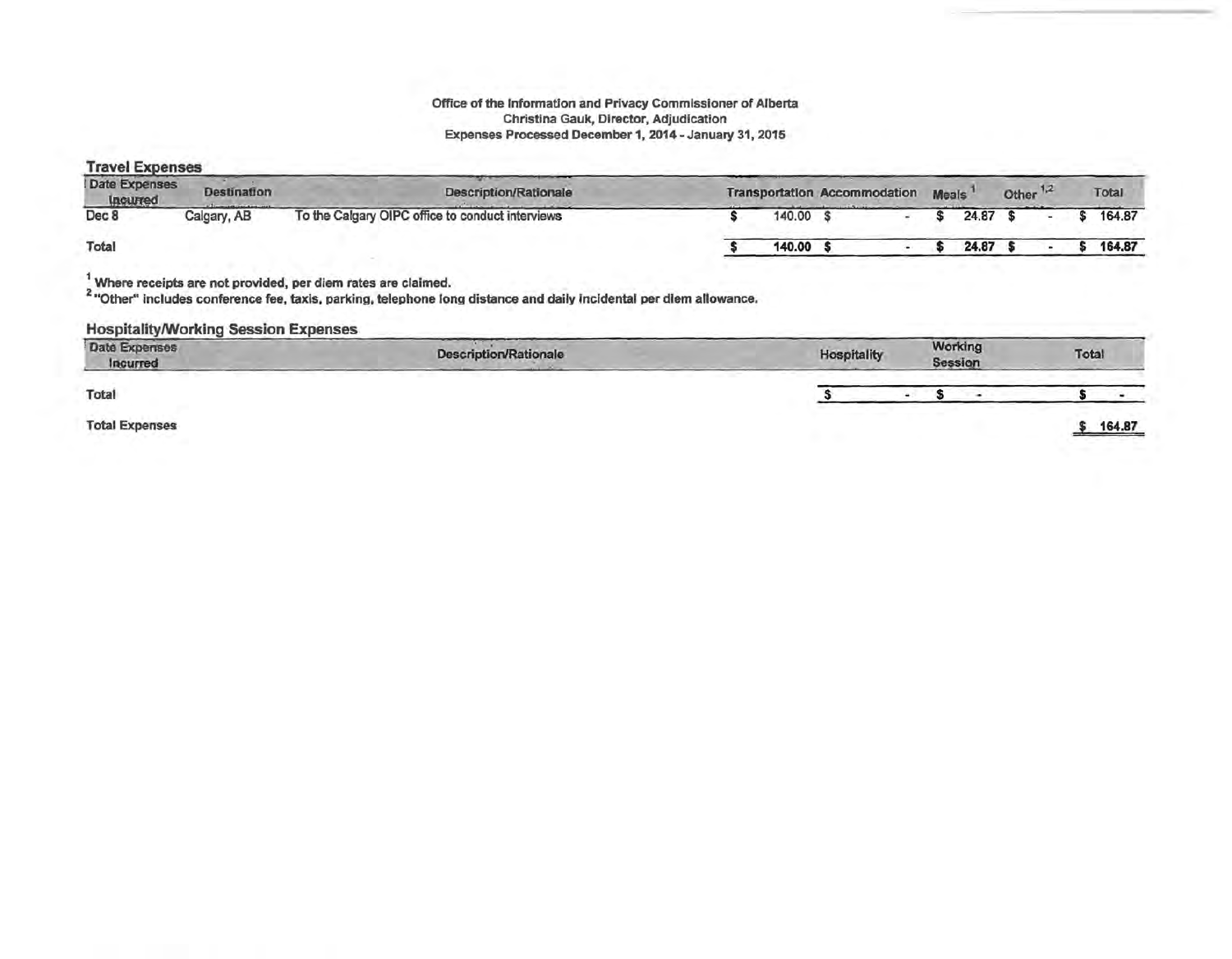**Office of the Information and Privacy Commissioner of Alberta**
**Christina Gauk, Director, Adjudication**
**Expenses Processed December 1, 2014 - January 31, 2015**

## Travel Expenses

| Date Expenses Incurred | Destination | Description/Rationale | Transportation | Accommodation | Meals [1] | Other [1,2] | Total |
|---|---|---|---|---|---|---|---|
| Dec 8 | Calgary, AB | To the Calgary OIPC office to conduct interviews | $ 140.00 | $ - | $ 24.87 | $ - | $ 164.87 |
| **Total** | | | **$ 140.00** | **$ -** | **$ 24.87** | **$ -** | **$ 164.87** |

[1] Where receipts are not provided, per diem rates are claimed.
[2] "Other" includes conference fee, taxis, parking, telephone long distance and daily incidental per diem allowance.

## Hospitality/Working Session Expenses

| Date Expenses Incurred | Description/Rationale | Hospitality | Working Session | Total |
|---|---|---|---|---|
| **Total** | | $ - | $ - | $ - |

**Total Expenses** $ 164.87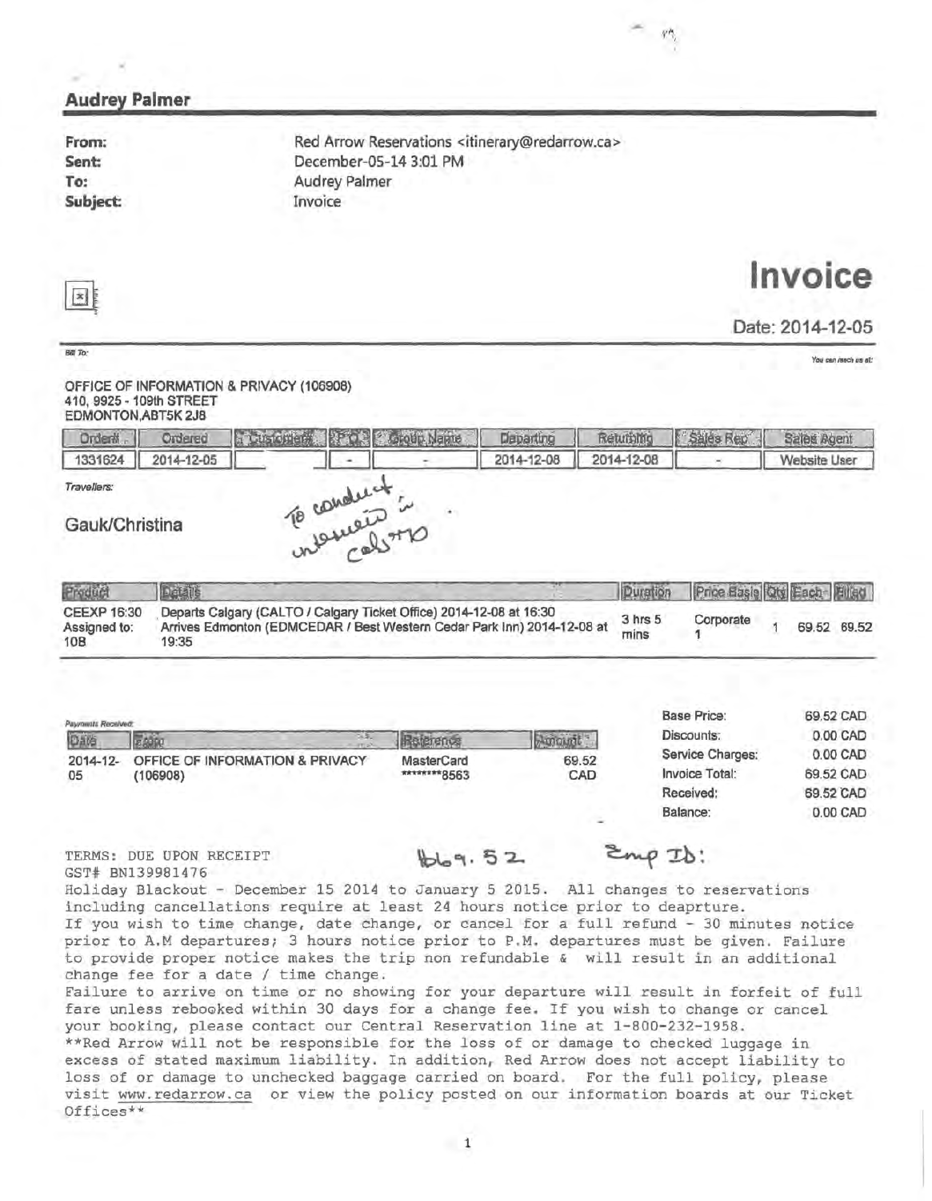## Audrey Palmer

**From:** Red Arrow Reservations <itinerary@redarrow.ca>
**Sent:** December-05-14 3:01 PM
**To:** Audrey Palmer
**Subject:** Invoice

# Invoice

Date: 2014-12-05

Bill To:

You can reach us at:

OFFICE OF INFORMATION & PRIVACY (106908)
410, 9925 - 109th STREET
EDMONTON,ABT5K 2J8

| Order# | Ordered | Customer# | P.O. | Group Name | Departing | Returning | Sales Rep | Sales Agent |
|---|---|---|---|---|---|---|---|---|
| 1331624 | 2014-12-05 | | - | - | 2014-12-08 | 2014-12-08 | - | Website User |

Travellers:

Gauk/Christina

To conduct interview in Calgary

| Product | Details | Duration | Price Basis | Qty | Each | Billed |
|---|---|---|---|---|---|---|
| CEEXP 16:30 Assigned to: 108 | Departs Calgary (CALTO / Calgary Ticket Office) 2014-12-08 at 16:30 Arrives Edmonton (EDMCEDAR / Best Western Cedar Park Inn) 2014-12-08 at 19:35 | 3 hrs 5 mins | Corporate 1 | 1 | 69.52 | 69.52 |

Payments Received:

| Date | From | Reference | Amount |
|---|---|---|---|
| 2014-12-05 | OFFICE OF INFORMATION & PRIVACY (106908) | MasterCard \*\*\*\*\*\*\*\*\*8563 | 69.52 CAD |

| | |
|---|---|
| Base Price: | 69.52 CAD |
| Discounts: | 0.00 CAD |
| Service Charges: | 0.00 CAD |
| Invoice Total: | 69.52 CAD |
| Received: | 69.52 CAD |
| Balance: | 0.00 CAD |

TERMS: DUE UPON RECEIPT
GST# BN139981476

1669.52 Emp ID:

Holiday Blackout - December 15 2014 to January 5 2015. All changes to reservations including cancellations require at least 24 hours notice prior to deaprture.
If you wish to time change, date change, or cancel for a full refund - 30 minutes notice prior to A.M departures; 3 hours notice prior to P.M. departures must be given. Failure to provide proper notice makes the trip non refundable & will result in an additional change fee for a date / time change.
Failure to arrive on time or no showing for your departure will result in forfeit of full fare unless rebooked within 30 days for a change fee. If you wish to change or cancel your booking, please contact our Central Reservation line at 1-800-232-1958.
**Red Arrow will not be responsible for the loss of or damage to checked luggage in excess of stated maximum liability. In addition, Red Arrow does not accept liability to loss of or damage to unchecked baggage carried on board. For the full policy, please visit www.redarrow.ca or view the policy posted on our information boards at our Ticket Offices**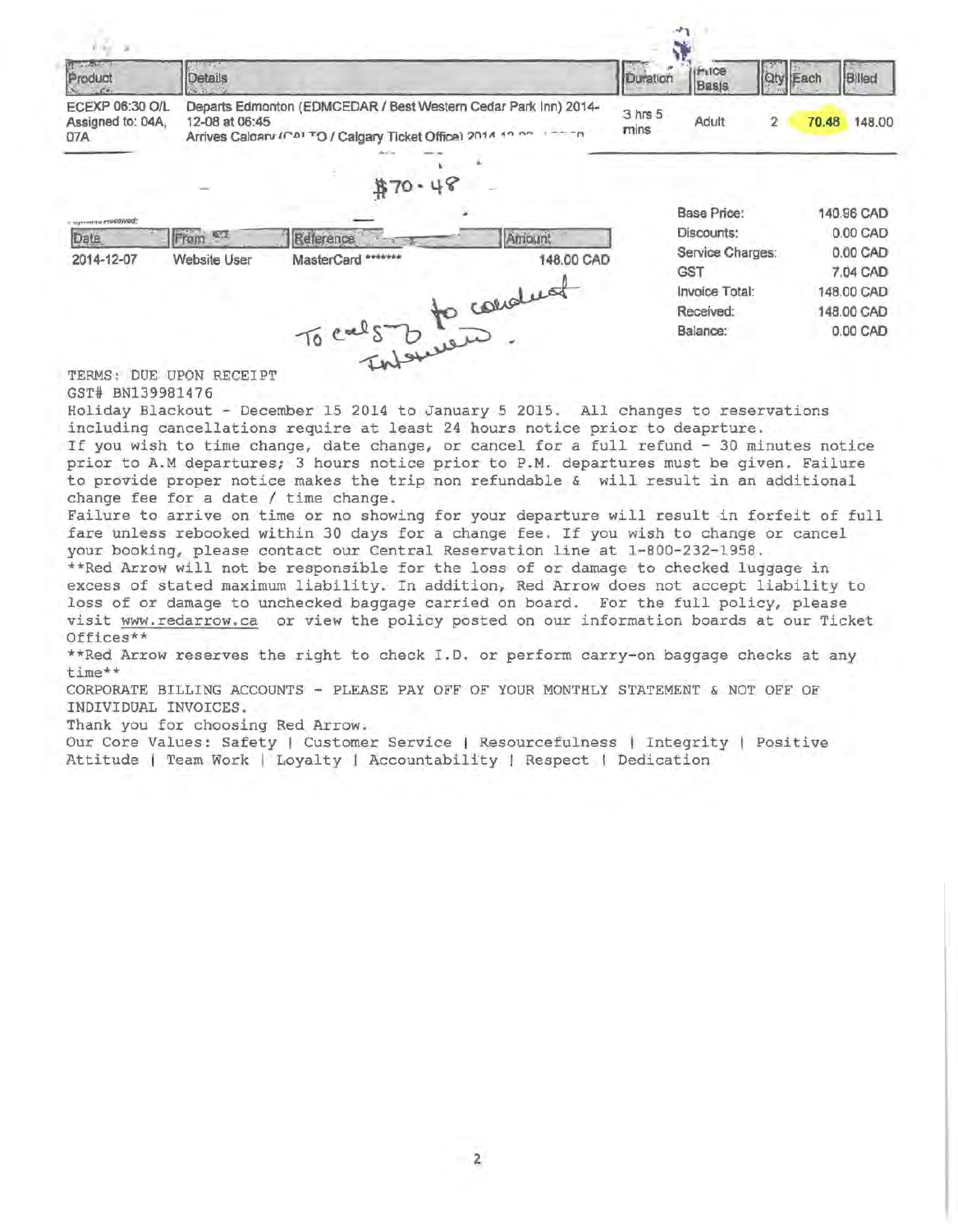| Product | Details | Duration | Price Basis | Qty | Each | Billed |
|---|---|---|---|---|---|---|
| ECEXP 06:30 O/L Assigned to: 04A, 07A | Departs Edmonton (EDMCEDAR / Best Western Cedar Park Inn) 2014-12-08 at 06:45 Arrives Calgary (CALTO / Calgary Ticket Office) 2014-12-08 ... | 3 hrs 5 mins | Adult | 2 | 70.48 | 148.00 |

$70.48

Payments Received:

| Date | From | Reference | Amount |
|---|---|---|---|
| 2014-12-07 | Website User | MasterCard ******* | 148.00 CAD |

To calgary to conduct interview.

| | |
|---|---|
| Base Price: | 140.96 CAD |
| Discounts: | 0.00 CAD |
| Service Charges: | 0.00 CAD |
| GST | 7.04 CAD |
| Invoice Total: | 148.00 CAD |
| Received: | 148.00 CAD |
| Balance: | 0.00 CAD |

TERMS: DUE UPON RECEIPT

GST# BN139981476

Holiday Blackout - December 15 2014 to January 5 2015. All changes to reservations including cancellations require at least 24 hours notice prior to deaprture.

If you wish to time change, date change, or cancel for a full refund - 30 minutes notice prior to A.M departures; 3 hours notice prior to P.M. departures must be given. Failure to provide proper notice makes the trip non refundable & will result in an additional change fee for a date / time change.

Failure to arrive on time or no showing for your departure will result in forfeit of full fare unless rebooked within 30 days for a change fee. If you wish to change or cancel your booking, please contact our Central Reservation line at 1-800-232-1958.

**Red Arrow will not be responsible for the loss of or damage to checked luggage in excess of stated maximum liability. In addition, Red Arrow does not accept liability to loss of or damage to unchecked baggage carried on board. For the full policy, please visit www.redarrow.ca or view the policy posted on our information boards at our Ticket Offices**

**Red Arrow reserves the right to check I.D. or perform carry-on baggage checks at any time**

CORPORATE BILLING ACCOUNTS - PLEASE PAY OFF OF YOUR MONTHLY STATEMENT & NOT OFF OF INDIVIDUAL INVOICES.

Thank you for choosing Red Arrow.

Our Core Values: Safety | Customer Service | Resourcefulness | Integrity | Positive Attitude | Team Work | Loyalty | Accountability | Respect | Dedication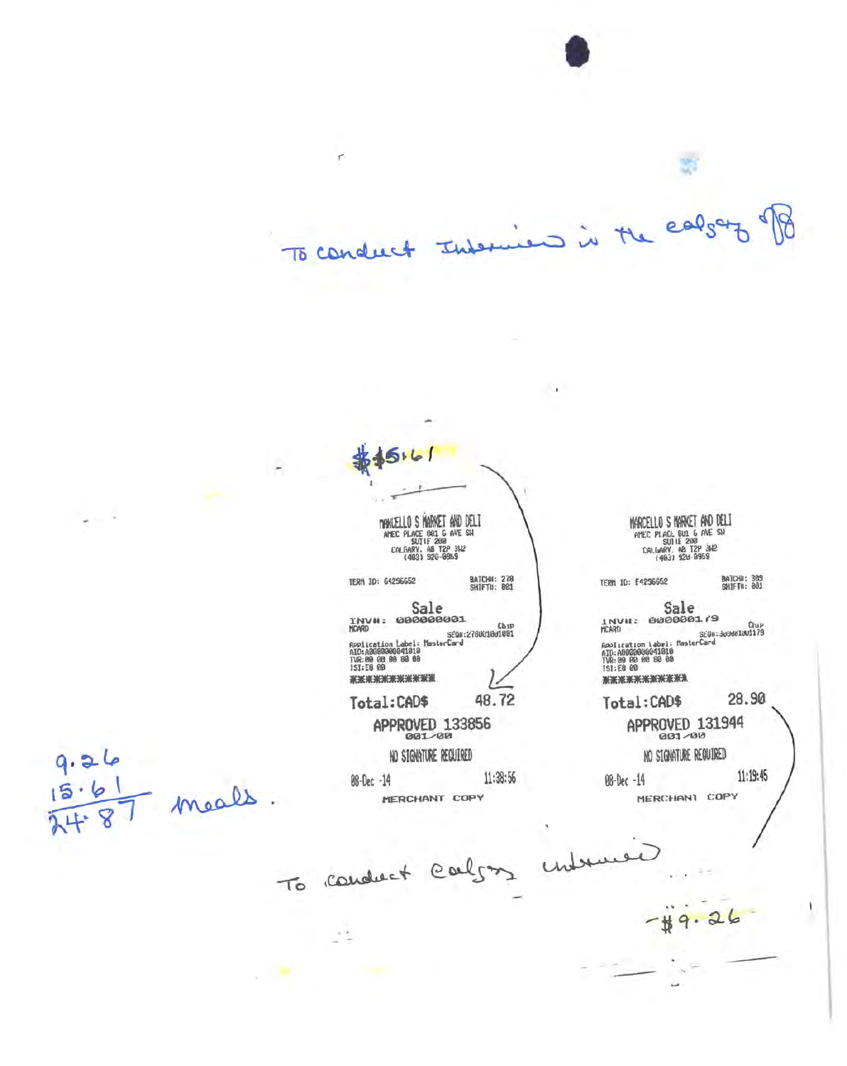To conduct Interview in the calgary office

$15.61

MARCELLO S MARKET AND DELI
AMEC PLACE 801 6 AVE SW
SUITE 200
CALGARY, AB T2P 3W2
(403) 920-0959

TERM ID: G4296652 BATCH#: 278
SHIFT#: 001

Sale

INV#: 000000001
MCARD Chip
SEQ#:278001001001
Application Label: MasterCard
AID:A0000000041010
TVR:00 00 00 80 00
TSI:E8 00
\*\*\*\*\*\*\*\*\*\*\*\*

Total:CAD$ 48.72

APPROVED 133856
001/00

NO SIGNATURE REQUIRED

08-Dec -14 11:38:56

MERCHANT COPY

MARCELLO S MARKET AND DELI
AMEC PLACE 801 6 AVE SW
SUITE 200
CALGARY, AB T2P 3W2
(403) 920-0959

TERM ID: F4296652 BATCH#: 309
SHIFT#: 001

Sale

INV#: 000000179
MCARD Chip
SEQ#:309001001179
Application Label: MasterCard
AID:A0000000041010
TVR:00 00 00 80 00
TSI:E8 00
\*\*\*\*\*\*\*\*\*\*\*\*

Total:CAD$ 28.90

APPROVED 131944
001/00

NO SIGNATURE REQUIRED

08-Dec -14 11:19:45

MERCHANT COPY

9.26
15.61
24.87 meals.

To conduct calgary interview

\-$9.26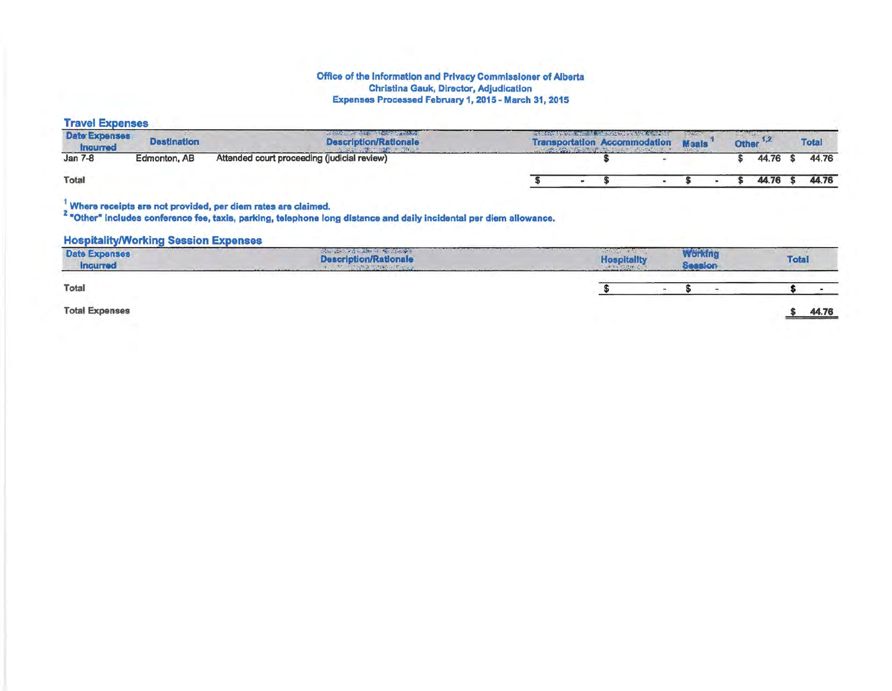**Office of the Information and Privacy Commissioner of Alberta**
**Christina Gauk, Director, Adjudication**
**Expenses Processed February 1, 2015 - March 31, 2015**

## Travel Expenses

| Date Expenses Incurred | Destination | Description/Rationale | Transportation | Accommodation | Meals [1] | Other [1,2] | Total |
|---|---|---|---|---|---|---|---|
| Jan 7-8 | Edmonton, AB | Attended court proceeding (judicial review) | | $ - | | $ 44.76 | $ 44.76 |
| **Total** | | | $ - | $ - | $ - | $ 44.76 | $ 44.76 |

[1] Where receipts are not provided, per diem rates are claimed.
[2] "Other" includes conference fee, taxis, parking, telephone long distance and daily incidental per diem allowance.

## Hospitality/Working Session Expenses

| Date Expenses Incurred | Description/Rationale | Hospitality | Working Session | Total |
|---|---|---|---|---|
| **Total** | | $ - | $ - | $ - |

**Total Expenses** $ 44.76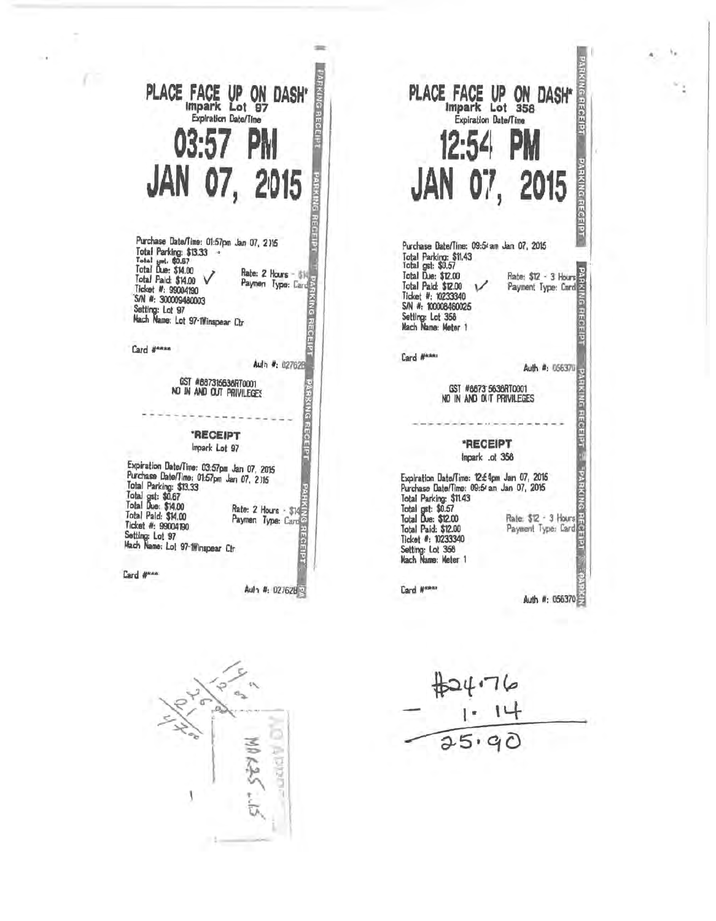PLACE FACE UP ON DASH*
Impark Lot 97
Expiration Date/Time

# 03:57 PM
# JAN 07, 2015

Purchase Date/Time: 01:57pm Jan 07, 2015
Total Parking: $13.33
Total gst: $0.67
Total Due: $14.00 ✓
Total Paid: $14.00
Rate: 2 Hours - $14
Payment Type: Card
Ticket #: 99004190
S/N #: 300009480003
Setting: Lot 97
Mach Name: Lot 97-1Winspear Ctr

Card #****

Auth #: 027628

GST #887316636RT0001
NO IN AND OUT PRIVILEGES

---

*RECEIPT
Impark Lot 97

Expiration Date/Time: 03:57pm Jan 07, 2015
Purchase Date/Time: 01:57pm Jan 07, 2015
Total Parking: $13.33
Total gst: $0.67
Total Due: $14.00
Total Paid: $14.00
Rate: 2 Hours - $14
Payment Type: Card
Ticket #: 99004190
Setting: Lot 97
Mach Name: Lot 97-1Winspear Ctr

Card #****

Auth #: 027628

PLACE FACE UP ON DASH*
Impark Lot 358
Expiration Date/Time

# 12:54 PM
# JAN 07, 2015

Purchase Date/Time: 09:54am Jan 07, 2015
Total Parking: $11.43
Total gst: $0.57
Total Due: $12.00 ✓
Total Paid: $12.00
Rate: $12 - 3 Hours
Payment Type: Card
Ticket #: 10233340
S/N #: 100008460025
Setting: Lot 358
Mach Name: Meter 1

Card #****

Auth #: 056370

GST #88731 5636RT0001
NO IN AND OUT PRIVILEGES

---

*RECEIPT
Impark Lot 358

Expiration Date/Time: 12:54pm Jan 07, 2015
Purchase Date/Time: 09:54am Jan 07, 2015
Total Parking: $11.43
Total gst: $0.57
Total Due: $12.00
Total Paid: $12.00
Rate: $12 - 3 Hours
Payment Type: Card
Ticket #: 10233340
Setting: Lot 358
Mach Name: Meter 1

Card #****

Auth #: 056370

14
12
26
21
47.00

MA 625 .15

$24.76
− 1.14
25.90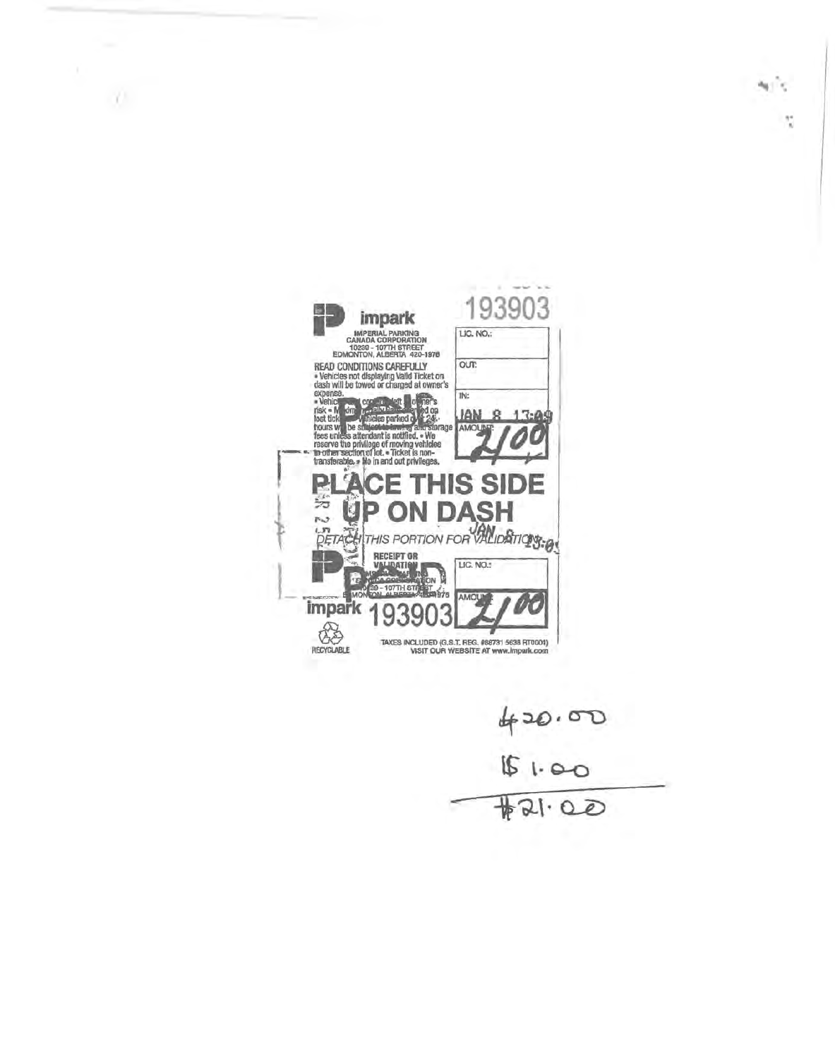impark

IMPERIAL PARKING CANADA CORPORATION
10230 - 107TH STREET
EDMONTON, ALBERTA 420-1976

193903

LIC. NO.:

OUT:

IN:

JAN 8 13:09

AMOUNT: 21.00

READ CONDITIONS CAREFULLY
• Vehicles not displaying Valid Ticket on dash will be towed or charged at owner's expense.
• Vehicles & contents left at owner's risk • Maximum daily rate charged on lost tickets • Vehicles parked over 24 hours will be subject to towing and storage fees unless attendant is notified. • We reserve the privilege of moving vehicles to other section of lot. • Ticket is non-transferable. • No in and out privileges.

PAID

**PLACE THIS SIDE UP ON DASH**

*DETACH THIS PORTION FOR VALIDATION* JAN 8 13:09

RECEIPT OR VALIDATION

IMPERIAL PARKING CANADA CORPORATION
10230 - 107TH STREET
EDMONTON, ALBERTA 420-1976

PAID

LIC. NO.:

AMOUNT: 21.00

impark 193903

RECYCLABLE

TAXES INCLUDED (G.S.T. REG. #88731 5638 RT0001)
VISIT OUR WEBSITE AT www.impark.com

$20.00
$1.00
$21.00